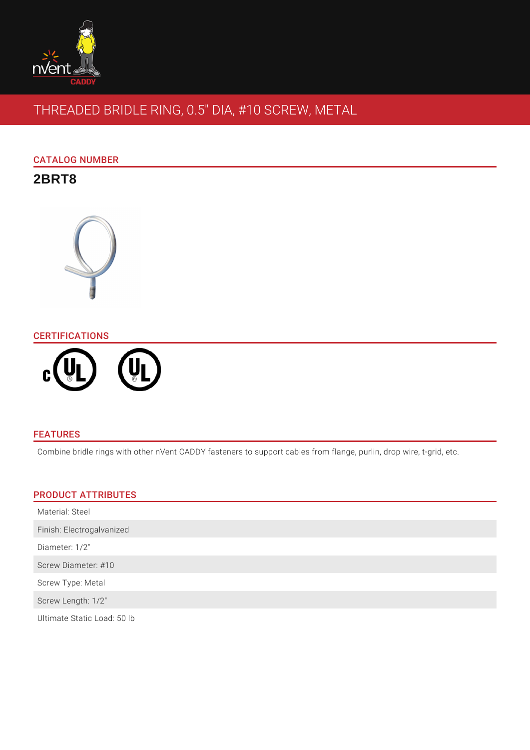# THREADED BRIDLE RING, 0.5" DIA, #10 SCREW, METAL

## CATALOG NUMBER

**2BRT8**

## CERTIFICATIONS

## FEATURES

Combine bridle rings with other nVent CADDY fasteners to support cables from flange, purlin, drop wire, t-grid, etc.

## PRODUCT ATTRIBUTES

| |
|---|
| Material: Steel |
| Finish: Electrogalvanized |
| Diameter: 1/2" |
| Screw Diameter: #10 |
| Screw Type: Metal |
| Screw Length: 1/2" |
| Ultimate Static Load: 50 lb |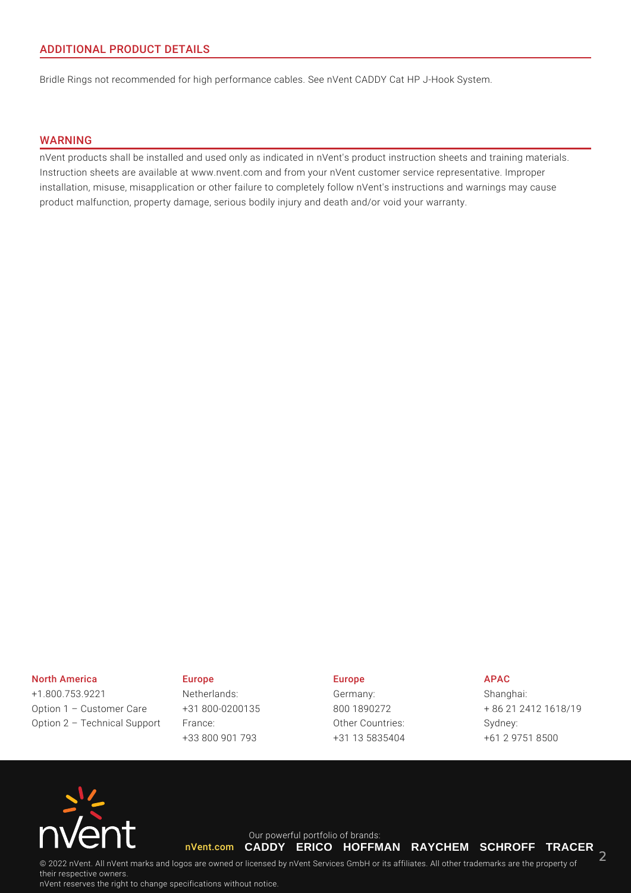## ADDITIONAL PRODUCT DETAILS

Bridle Rings not recommended for high performance cables. See nVent CADDY Cat HP J-Hook System.

## WARNING

nVent products shall be installed and used only as indicated in nVent's product instruction sheets and training materials. Instruction sheets are available at www.nvent.com and from your nVent customer service representative. Improper installation, misuse, misapplication or other failure to completely follow nVent's instructions and warnings may cause product malfunction, property damage, serious bodily injury and death and/or void your warranty.

**North America**
+1.800.753.9221
Option 1 – Customer Care
Option 2 – Technical Support

**Europe**
Netherlands:
+31 800-0200135
France:
+33 800 901 793

**Europe**
Germany:
800 1890272
Other Countries:
+31 13 5835404

**APAC**
Shanghai:
+ 86 21 2412 1618/19
Sydney:
+61 2 9751 8500

Our powerful portfolio of brands:
nVent.com **CADDY ERICO HOFFMAN RAYCHEM SCHROFF TRACER**

© 2022 nVent. All nVent marks and logos are owned or licensed by nVent Services GmbH or its affiliates. All other trademarks are the property of their respective owners.
nVent reserves the right to change specifications without notice.